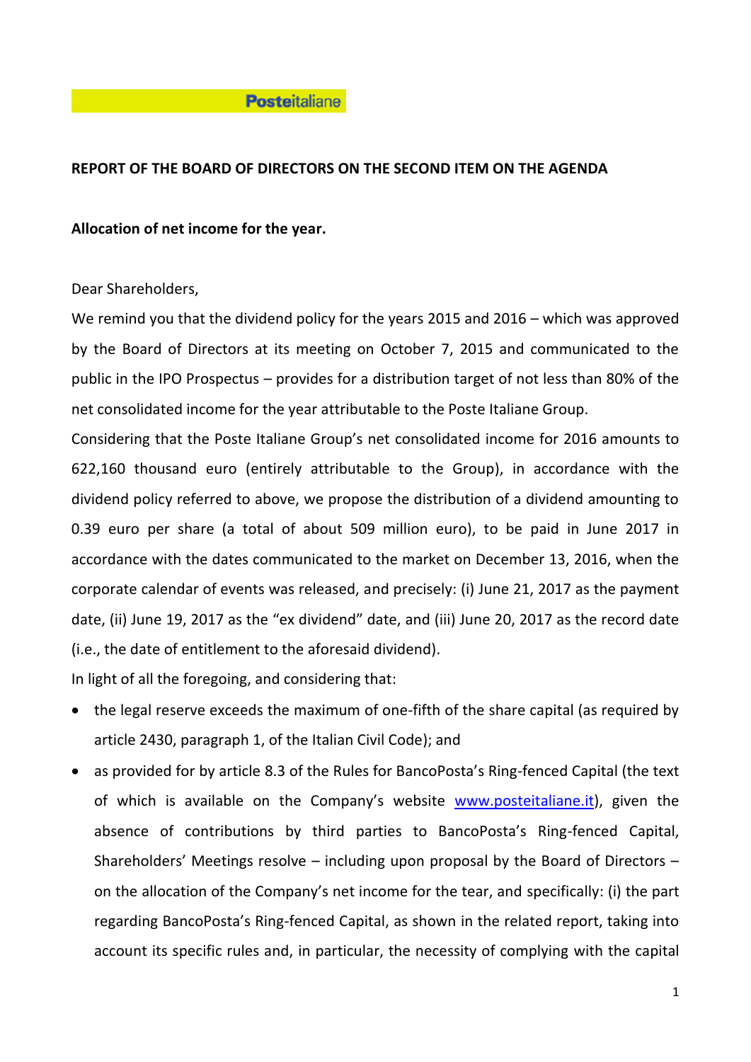**Posteitaliane**

**REPORT OF THE BOARD OF DIRECTORS ON THE SECOND ITEM ON THE AGENDA**

**Allocation of net income for the year.**

Dear Shareholders,

We remind you that the dividend policy for the years 2015 and 2016 – which was approved by the Board of Directors at its meeting on October 7, 2015 and communicated to the public in the IPO Prospectus – provides for a distribution target of not less than 80% of the net consolidated income for the year attributable to the Poste Italiane Group.

Considering that the Poste Italiane Group's net consolidated income for 2016 amounts to 622,160 thousand euro (entirely attributable to the Group), in accordance with the dividend policy referred to above, we propose the distribution of a dividend amounting to 0.39 euro per share (a total of about 509 million euro), to be paid in June 2017 in accordance with the dates communicated to the market on December 13, 2016, when the corporate calendar of events was released, and precisely: (i) June 21, 2017 as the payment date, (ii) June 19, 2017 as the "ex dividend" date, and (iii) June 20, 2017 as the record date (i.e., the date of entitlement to the aforesaid dividend).

In light of all the foregoing, and considering that:

- the legal reserve exceeds the maximum of one-fifth of the share capital (as required by article 2430, paragraph 1, of the Italian Civil Code); and
- as provided for by article 8.3 of the Rules for BancoPosta's Ring-fenced Capital (the text of which is available on the Company's website www.posteitaliane.it), given the absence of contributions by third parties to BancoPosta's Ring-fenced Capital, Shareholders' Meetings resolve – including upon proposal by the Board of Directors – on the allocation of the Company's net income for the tear, and specifically: (i) the part regarding BancoPosta's Ring-fenced Capital, as shown in the related report, taking into account its specific rules and, in particular, the necessity of complying with the capital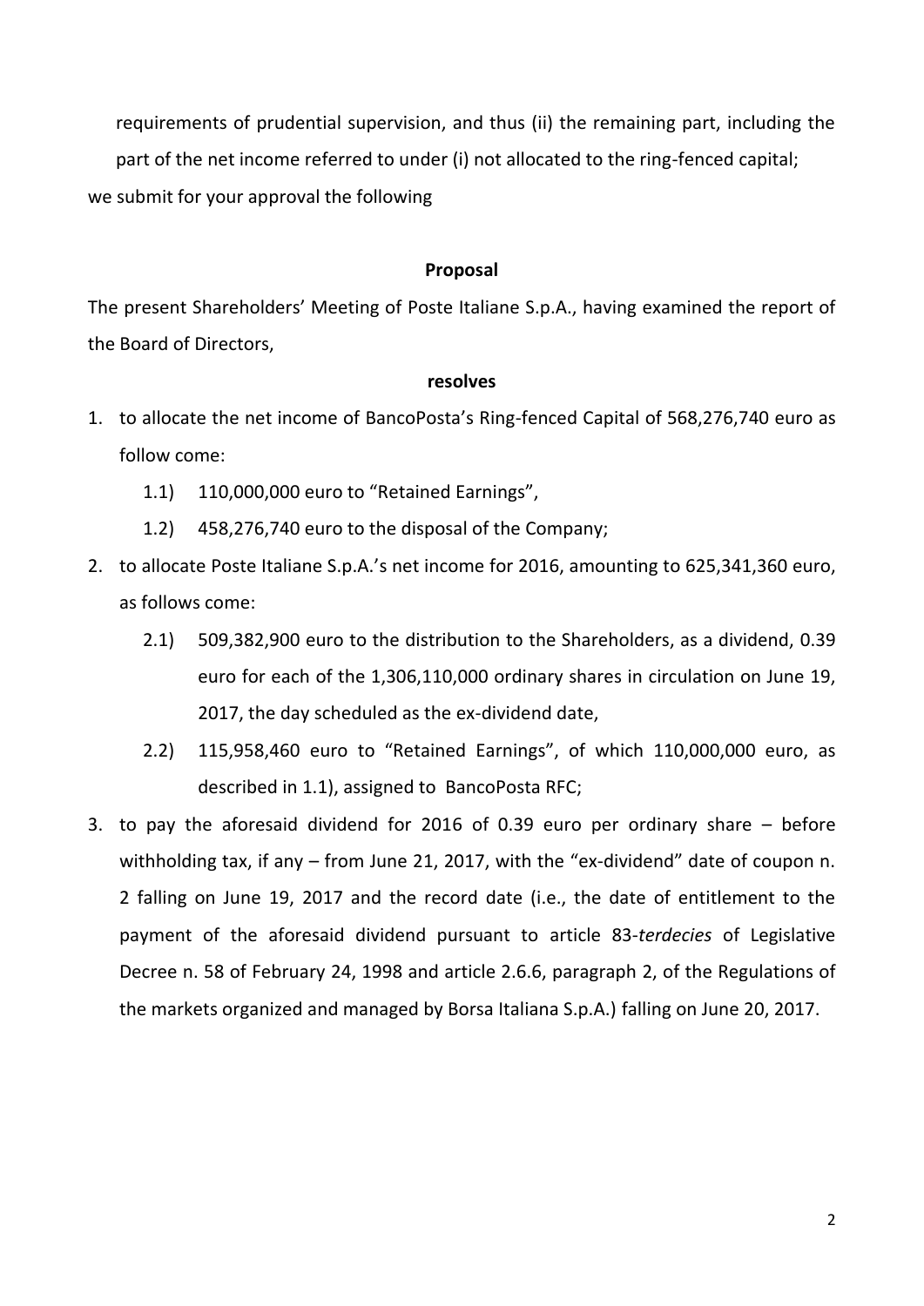requirements of prudential supervision, and thus (ii) the remaining part, including the part of the net income referred to under (i) not allocated to the ring-fenced capital;

we submit for your approval the following

**Proposal**

The present Shareholders' Meeting of Poste Italiane S.p.A., having examined the report of the Board of Directors,

**resolves**

1. to allocate the net income of BancoPosta's Ring-fenced Capital of 568,276,740 euro as follow come:
   1.1) 110,000,000 euro to "Retained Earnings",
   1.2) 458,276,740 euro to the disposal of the Company;
2. to allocate Poste Italiane S.p.A.'s net income for 2016, amounting to 625,341,360 euro, as follows come:
   2.1) 509,382,900 euro to the distribution to the Shareholders, as a dividend, 0.39 euro for each of the 1,306,110,000 ordinary shares in circulation on June 19, 2017, the day scheduled as the ex-dividend date,
   2.2) 115,958,460 euro to "Retained Earnings", of which 110,000,000 euro, as described in 1.1), assigned to BancoPosta RFC;
3. to pay the aforesaid dividend for 2016 of 0.39 euro per ordinary share – before withholding tax, if any – from June 21, 2017, with the "ex-dividend" date of coupon n. 2 falling on June 19, 2017 and the record date (i.e., the date of entitlement to the payment of the aforesaid dividend pursuant to article 83-*terdecies* of Legislative Decree n. 58 of February 24, 1998 and article 2.6.6, paragraph 2, of the Regulations of the markets organized and managed by Borsa Italiana S.p.A.) falling on June 20, 2017.